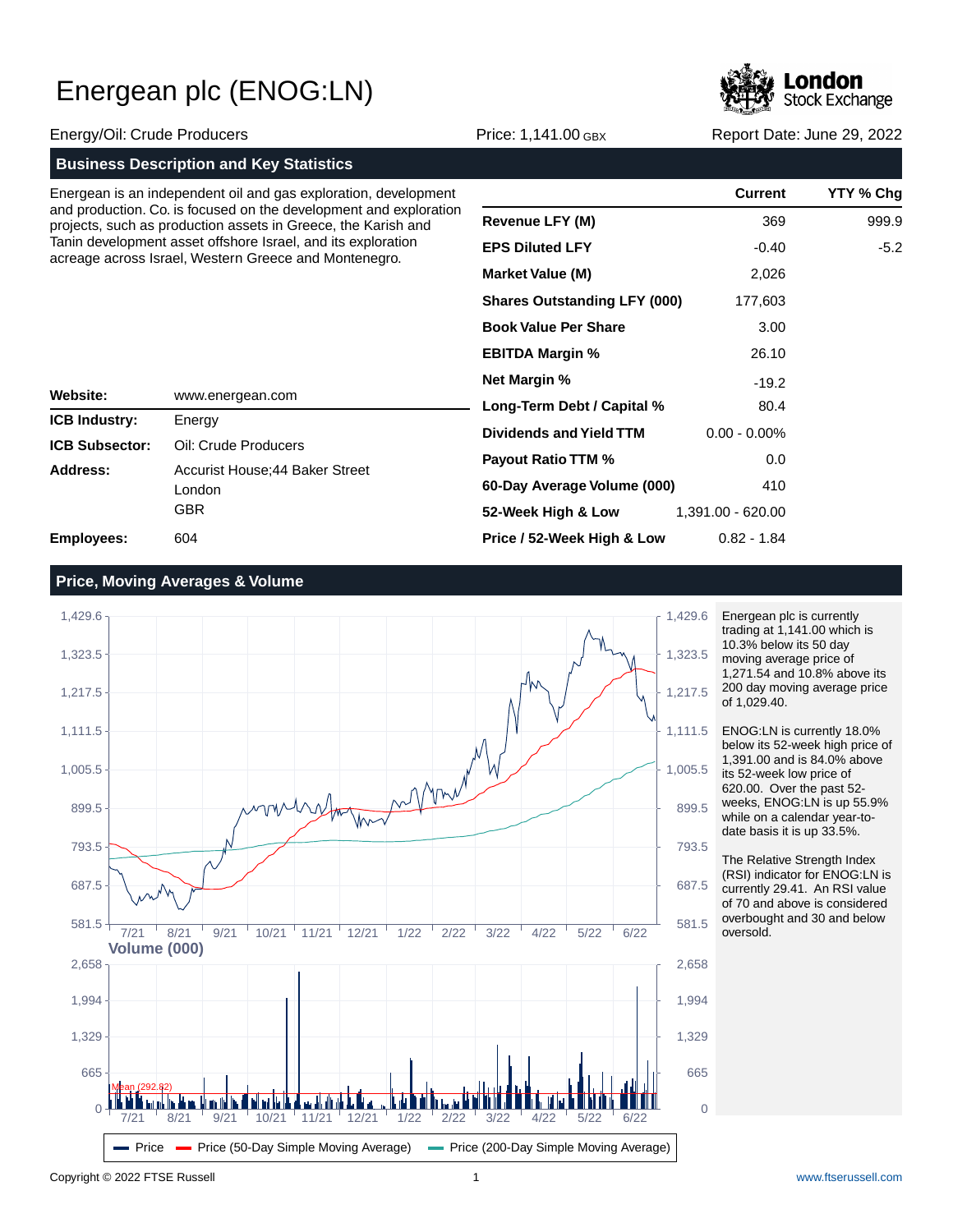# Energean plc (ENOG:LN)

Energy/Oil: Crude Producers | Price: 1,141.00 GBX | Report Date: June 29, 2022

## Business Description and Key Statistics

Energean is an independent oil and gas exploration, development and production. Co. is focused on the development and exploration projects, such as production assets in Greece, the Karish and Tanin development asset offshore Israel, and its exploration acreage across Israel, Western Greece and Montenegro.

| | |
|---|---|
| **Website:** | www.energean.com |
| **ICB Industry:** | Energy |
| **ICB Subsector:** | Oil: Crude Producers |
| **Address:** | Accurist House;44 Baker Street<br>London<br>GBR |
| **Employees:** | 604 |

| | Current | YTY % Chg |
|---|---|---|
| **Revenue LFY (M)** | 369 | 999.9 |
| **EPS Diluted LFY** | -0.40 | -5.2 |
| **Market Value (M)** | 2,026 | |
| **Shares Outstanding LFY (000)** | 177,603 | |
| **Book Value Per Share** | 3.00 | |
| **EBITDA Margin %** | 26.10 | |
| **Net Margin %** | -19.2 | |
| **Long-Term Debt / Capital %** | 80.4 | |
| **Dividends and Yield TTM** | 0.00 - 0.00% | |
| **Payout Ratio TTM %** | 0.0 | |
| **60-Day Average Volume (000)** | 410 | |
| **52-Week High & Low** | 1,391.00 - 620.00 | |
| **Price / 52-Week High & Low** | 0.82 - 1.84 | |

## Price, Moving Averages & Volume

Energean plc is currently trading at 1,141.00 which is 10.3% below its 50 day moving average price of 1,271.54 and 10.8% above its 200 day moving average price of 1,029.40.

ENOG:LN is currently 18.0% below its 52-week high price of 1,391.00 and is 84.0% above its 52-week low price of 620.00. Over the past 52-weeks, ENOG:LN is up 55.9% while on a calendar year-to-date basis it is up 33.5%.

The Relative Strength Index (RSI) indicator for ENOG:LN is currently 29.41. An RSI value of 70 and above is considered overbought and 30 and below oversold.

Copyright © 2022 FTSE Russell | www.ftserussell.com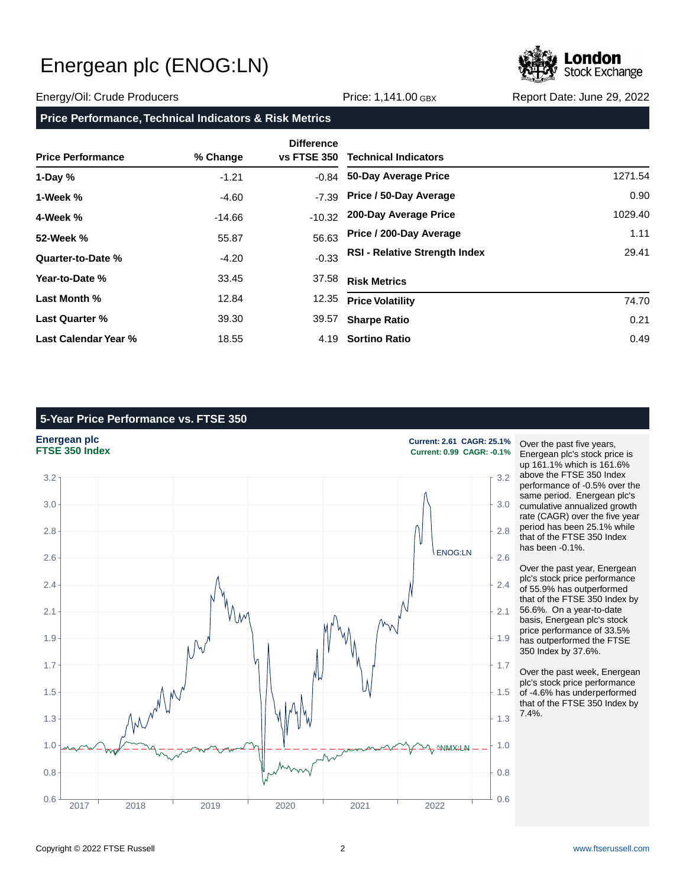# Energean plc (ENOG:LN)

Energy/Oil: Crude Producers | Price: 1,141.00 GBX | Report Date: June 29, 2022

## Price Performance, Technical Indicators & Risk Metrics

| Price Performance | % Change | Difference vs FTSE 350 |
|---|---|---|
| 1-Day % | -1.21 | -0.84 |
| 1-Week % | -4.60 | -7.39 |
| 4-Week % | -14.66 | -10.32 |
| 52-Week % | 55.87 | 56.63 |
| Quarter-to-Date % | -4.20 | -0.33 |
| Year-to-Date % | 33.45 | 37.58 |
| Last Month % | 12.84 | 12.35 |
| Last Quarter % | 39.30 | 39.57 |
| Last Calendar Year % | 18.55 | 4.19 |

| Technical Indicators | |
|---|---|
| 50-Day Average Price | 1271.54 |
| Price / 50-Day Average | 0.90 |
| 200-Day Average Price | 1029.40 |
| Price / 200-Day Average | 1.11 |
| RSI - Relative Strength Index | 29.41 |

| Risk Metrics | |
|---|---|
| Price Volatility | 74.70 |
| Sharpe Ratio | 0.21 |
| Sortino Ratio | 0.49 |

## 5-Year Price Performance vs. FTSE 350

**Energean plc** — Current: 2.61 CAGR: 25.1%

**FTSE 350 Index** — Current: 0.99 CAGR: -0.1%

Over the past five years, Energean plc's stock price is up 161.1% which is 161.6% above the FTSE 350 Index performance of -0.5% over the same period. Energean plc's cumulative annualized growth rate (CAGR) over the five year period has been 25.1% while that of the FTSE 350 Index has been -0.1%.

Over the past year, Energean plc's stock price performance of 55.9% has outperformed that of the FTSE 350 Index by 56.6%. On a year-to-date basis, Energean plc's stock price performance of 33.5% has outperformed the FTSE 350 Index by 37.6%.

Over the past week, Energean plc's stock price performance of -4.6% has underperformed that of the FTSE 350 Index by 7.4%.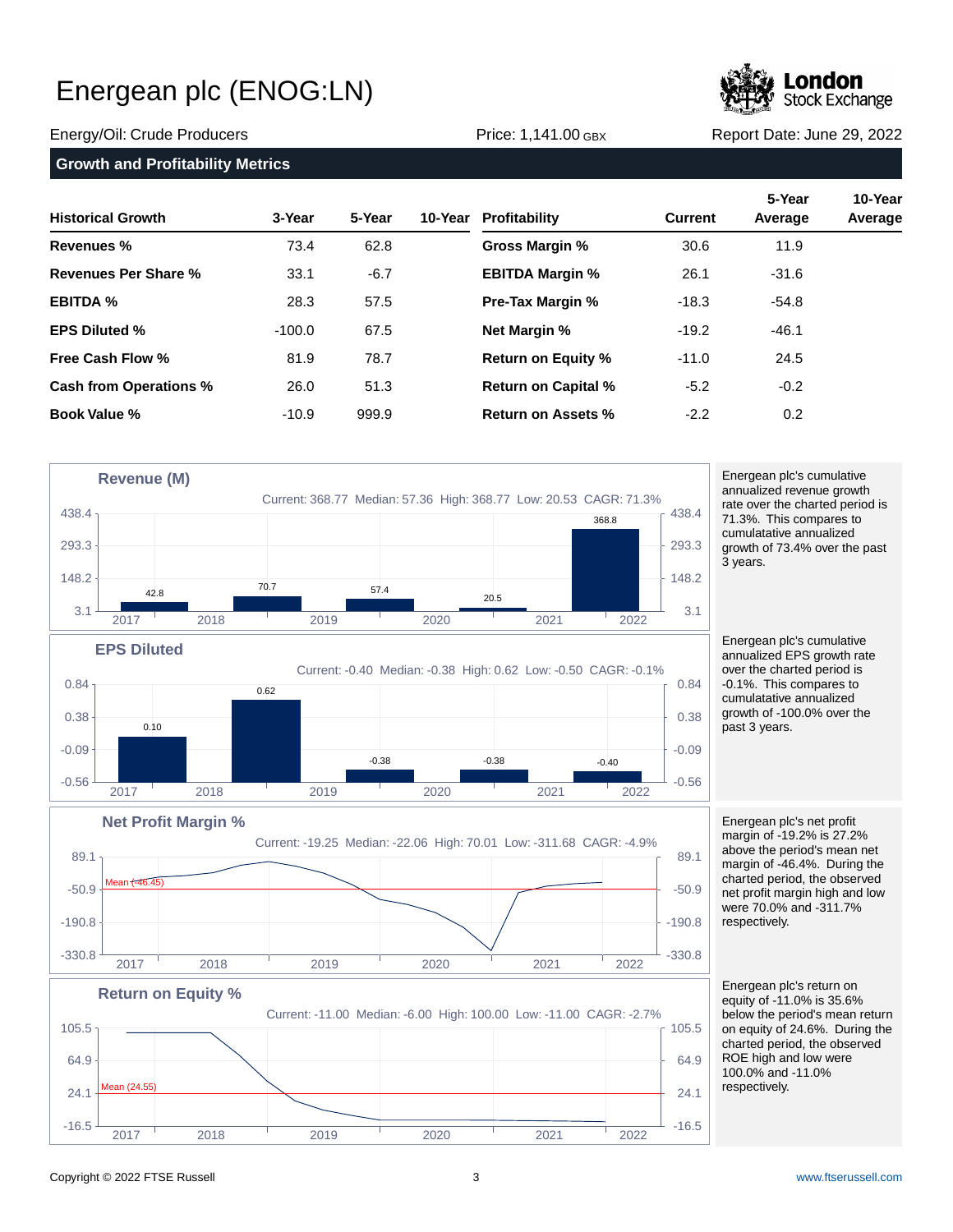# Energean plc (ENOG:LN)

Energy/Oil: Crude Producers | Price: 1,141.00 GBX | Report Date: June 29, 2022

## Growth and Profitability Metrics

| Historical Growth | 3-Year | 5-Year | 10-Year |
|---|---|---|---|
| **Revenues %** | 73.4 | 62.8 | |
| **Revenues Per Share %** | 33.1 | -6.7 | |
| **EBITDA %** | 28.3 | 57.5 | |
| **EPS Diluted %** | -100.0 | 67.5 | |
| **Free Cash Flow %** | 81.9 | 78.7 | |
| **Cash from Operations %** | 26.0 | 51.3 | |
| **Book Value %** | -10.9 | 999.9 | |

| Profitability | Current | 5-Year Average | 10-Year Average |
|---|---|---|---|
| **Gross Margin %** | 30.6 | 11.9 | |
| **EBITDA Margin %** | 26.1 | -31.6 | |
| **Pre-Tax Margin %** | -18.3 | -54.8 | |
| **Net Margin %** | -19.2 | -46.1 | |
| **Return on Equity %** | -11.0 | 24.5 | |
| **Return on Capital %** | -5.2 | -0.2 | |
| **Return on Assets %** | -2.2 | 0.2 | |

### Revenue (M)

Current: 368.77 Median: 57.36 High: 368.77 Low: 20.53 CAGR: 71.3%

| 2017 | 2018 | 2019 | 2020 | 2021 |
|---|---|---|---|---|
| 42.8 | 70.7 | 57.4 | 20.5 | 368.8 |

Energean plc's cumulative annualized revenue growth rate over the charted period is 71.3%. This compares to cumulative annualized growth of 73.4% over the past 3 years.

### EPS Diluted

Current: -0.40 Median: -0.38 High: 0.62 Low: -0.50 CAGR: -0.1%

| 2017 | 2018 | 2019 | 2020 | 2021 |
|---|---|---|---|---|
| 0.10 | 0.62 | -0.38 | -0.38 | -0.40 |

Energean plc's cumulative annualized EPS growth rate over the charted period is -0.1%. This compares to cumulative annualized growth of -100.0% over the past 3 years.

### Net Profit Margin %

Current: -19.25 Median: -22.06 High: 70.01 Low: -311.68 CAGR: -4.9%

Mean (-46.45)

Energean plc's net profit margin of -19.2% is 27.2% above the period's mean net margin of -46.4%. During the charted period, the observed net profit margin high and low were 70.0% and -311.7% respectively.

### Return on Equity %

Current: -11.00 Median: -6.00 High: 100.00 Low: -11.00 CAGR: -2.7%

Mean (24.55)

Energean plc's return on equity of -11.0% is 35.6% below the period's mean return on equity of 24.6%. During the charted period, the observed ROE high and low were 100.0% and -11.0% respectively.

Copyright © 2022 FTSE Russell | www.ftserussell.com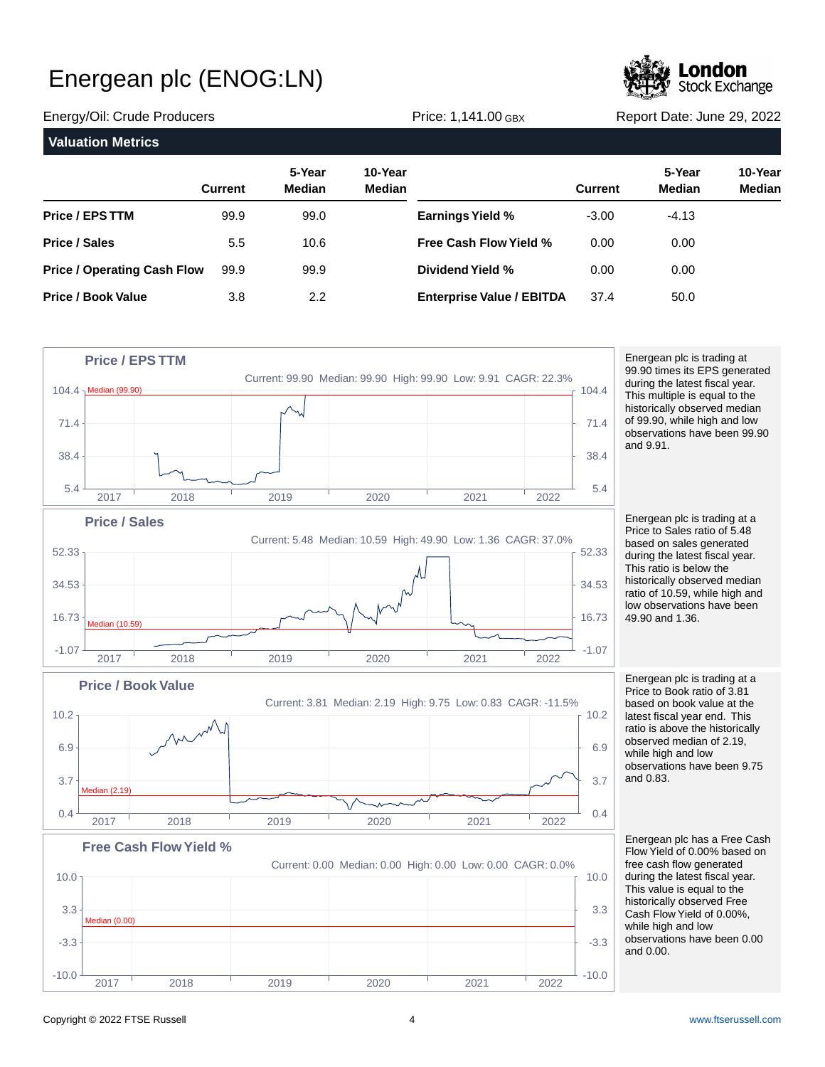# Energean plc (ENOG:LN)

Energy/Oil: Crude Producers | Price: 1,141.00 GBX | Report Date: June 29, 2022

## Valuation Metrics

| | Current | 5-Year Median | 10-Year Median | | Current | 5-Year Median | 10-Year Median |
|---|---|---|---|---|---|---|---|
| **Price / EPS TTM** | 99.9 | 99.0 | | **Earnings Yield %** | -3.00 | -4.13 | |
| **Price / Sales** | 5.5 | 10.6 | | **Free Cash Flow Yield %** | 0.00 | 0.00 | |
| **Price / Operating Cash Flow** | 99.9 | 99.9 | | **Dividend Yield %** | 0.00 | 0.00 | |
| **Price / Book Value** | 3.8 | 2.2 | | **Enterprise Value / EBITDA** | 37.4 | 50.0 | |

### Price / EPS TTM

Current: 99.90 Median: 99.90 High: 99.90 Low: 9.91 CAGR: 22.3%

Energean plc is trading at 99.90 times its EPS generated during the latest fiscal year. This multiple is equal to the historically observed median of 99.90, while high and low observations have been 99.90 and 9.91.

### Price / Sales

Current: 5.48 Median: 10.59 High: 49.90 Low: 1.36 CAGR: 37.0%

Energean plc is trading at a Price to Sales ratio of 5.48 based on sales generated during the latest fiscal year. This ratio is below the historically observed median ratio of 10.59, while high and low observations have been 49.90 and 1.36.

### Price / Book Value

Current: 3.81 Median: 2.19 High: 9.75 Low: 0.83 CAGR: -11.5%

Energean plc is trading at a Price to Book ratio of 3.81 based on book value at the latest fiscal year end. This ratio is above the historically observed median of 2.19, while high and low observations have been 9.75 and 0.83.

### Free Cash Flow Yield %

Current: 0.00 Median: 0.00 High: 0.00 Low: 0.00 CAGR: 0.0%

Energean plc has a Free Cash Flow Yield of 0.00% based on free cash flow generated during the latest fiscal year. This value is equal to the historically observed Free Cash Flow Yield of 0.00%, while high and low observations have been 0.00 and 0.00.

Copyright © 2022 FTSE Russell | www.ftserussell.com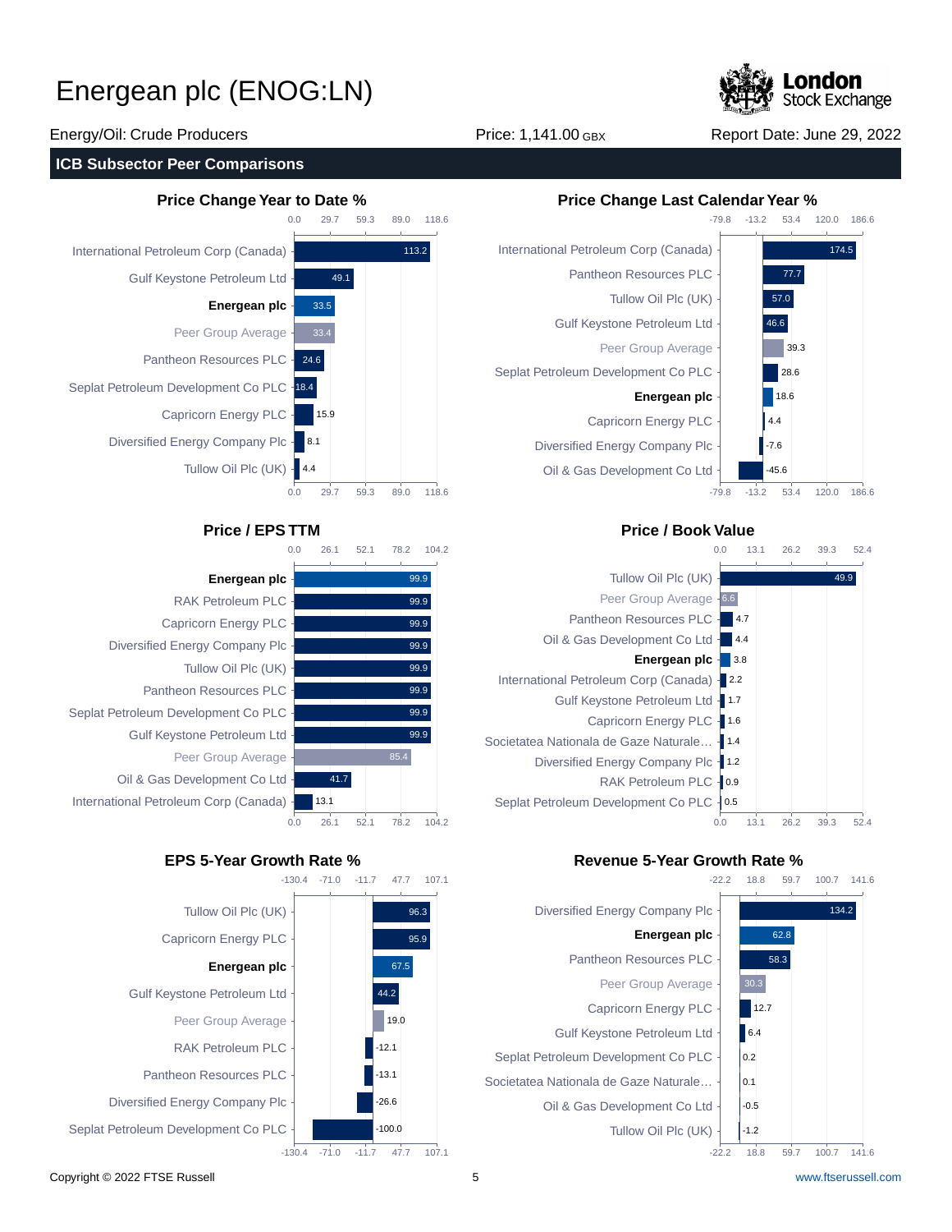# Energean plc (ENOG:LN)

Energy/Oil: Crude Producers | Price: 1,141.00 GBX | Report Date: June 29, 2022

## ICB Subsector Peer Comparisons

### Price Change Year to Date %

| Company | Value |
|---|---|
| International Petroleum Corp (Canada) | 113.2 |
| Gulf Keystone Petroleum Ltd | 49.1 |
| **Energean plc** | 33.5 |
| Peer Group Average | 33.4 |
| Pantheon Resources PLC | 24.6 |
| Seplat Petroleum Development Co PLC | 18.4 |
| Capricorn Energy PLC | 15.9 |
| Diversified Energy Company Plc | 8.1 |
| Tullow Oil Plc (UK) | 4.4 |

### Price Change Last Calendar Year %

| Company | Value |
|---|---|
| International Petroleum Corp (Canada) | 174.5 |
| Pantheon Resources PLC | 77.7 |
| Tullow Oil Plc (UK) | 57.0 |
| Gulf Keystone Petroleum Ltd | 46.6 |
| Peer Group Average | 39.3 |
| Seplat Petroleum Development Co PLC | 28.6 |
| **Energean plc** | 18.6 |
| Capricorn Energy PLC | 4.4 |
| Diversified Energy Company Plc | -7.6 |
| Oil & Gas Development Co Ltd | -45.6 |

### Price / EPS TTM

| Company | Value |
|---|---|
| **Energean plc** | 99.9 |
| RAK Petroleum PLC | 99.9 |
| Capricorn Energy PLC | 99.9 |
| Diversified Energy Company Plc | 99.9 |
| Tullow Oil Plc (UK) | 99.9 |
| Pantheon Resources PLC | 99.9 |
| Seplat Petroleum Development Co PLC | 99.9 |
| Gulf Keystone Petroleum Ltd | 99.9 |
| Peer Group Average | 85.4 |
| Oil & Gas Development Co Ltd | 41.7 |
| International Petroleum Corp (Canada) | 13.1 |

### Price / Book Value

| Company | Value |
|---|---|
| Tullow Oil Plc (UK) | 49.9 |
| Peer Group Average | 6.6 |
| Pantheon Resources PLC | 4.7 |
| Oil & Gas Development Co Ltd | 4.4 |
| **Energean plc** | 3.8 |
| International Petroleum Corp (Canada) | 2.2 |
| Gulf Keystone Petroleum Ltd | 1.7 |
| Capricorn Energy PLC | 1.6 |
| Societatea Nationala de Gaze Naturale... | 1.4 |
| Diversified Energy Company Plc | 1.2 |
| RAK Petroleum PLC | 0.9 |
| Seplat Petroleum Development Co PLC | 0.5 |

### EPS 5-Year Growth Rate %

| Company | Value |
|---|---|
| Tullow Oil Plc (UK) | 96.3 |
| Capricorn Energy PLC | 95.9 |
| **Energean plc** | 67.5 |
| Gulf Keystone Petroleum Ltd | 44.2 |
| Peer Group Average | 19.0 |
| RAK Petroleum PLC | -12.1 |
| Pantheon Resources PLC | -13.1 |
| Diversified Energy Company Plc | -26.6 |
| Seplat Petroleum Development Co PLC | -100.0 |

### Revenue 5-Year Growth Rate %

| Company | Value |
|---|---|
| Diversified Energy Company Plc | 134.2 |
| **Energean plc** | 62.8 |
| Pantheon Resources PLC | 58.3 |
| Peer Group Average | 30.3 |
| Capricorn Energy PLC | 12.7 |
| Gulf Keystone Petroleum Ltd | 6.4 |
| Seplat Petroleum Development Co PLC | 0.2 |
| Societatea Nationala de Gaze Naturale... | 0.1 |
| Oil & Gas Development Co Ltd | -0.5 |
| Tullow Oil Plc (UK) | -1.2 |

Copyright © 2022 FTSE Russell | www.ftserussell.com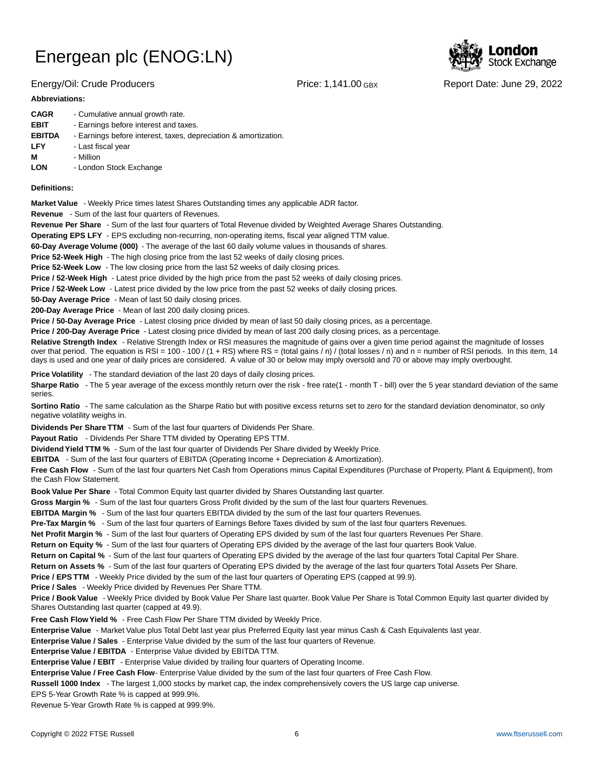# Energean plc (ENOG:LN)

Energy/Oil: Crude Producers | Price: 1,141.00 GBX | Report Date: June 29, 2022

**Abbreviations:**

**CAGR** - Cumulative annual growth rate.
**EBIT** - Earnings before interest and taxes.
**EBITDA** - Earnings before interest, taxes, depreciation & amortization.
**LFY** - Last fiscal year
**M** - Million
**LON** - London Stock Exchange

**Definitions:**

**Market Value** - Weekly Price times latest Shares Outstanding times any applicable ADR factor.
**Revenue** - Sum of the last four quarters of Revenues.
**Revenue Per Share** - Sum of the last four quarters of Total Revenue divided by Weighted Average Shares Outstanding.
**Operating EPS LFY** - EPS excluding non-recurring, non-operating items, fiscal year aligned TTM value.
**60-Day Average Volume (000)** - The average of the last 60 daily volume values in thousands of shares.
**Price 52-Week High** - The high closing price from the last 52 weeks of daily closing prices.
**Price 52-Week Low** - The low closing price from the last 52 weeks of daily closing prices.
**Price / 52-Week High** - Latest price divided by the high price from the past 52 weeks of daily closing prices.
**Price / 52-Week Low** - Latest price divided by the low price from the past 52 weeks of daily closing prices.
**50-Day Average Price** - Mean of last 50 daily closing prices.
**200-Day Average Price** - Mean of last 200 daily closing prices.
**Price / 50-Day Average Price** - Latest closing price divided by mean of last 50 daily closing prices, as a percentage.
**Price / 200-Day Average Price** - Latest closing price divided by mean of last 200 daily closing prices, as a percentage.
**Relative Strength Index** - Relative Strength Index or RSI measures the magnitude of gains over a given time period against the magnitude of losses over that period. The equation is RSI = 100 - 100 / (1 + RS) where RS = (total gains / n) / (total losses / n) and n = number of RSI periods. In this item, 14 days is used and one year of daily prices are considered. A value of 30 or below may imply oversold and 70 or above may imply overbought.
**Price Volatility** - The standard deviation of the last 20 days of daily closing prices.
**Sharpe Ratio** - The 5 year average of the excess monthly return over the risk - free rate(1 - month T - bill) over the 5 year standard deviation of the same series.
**Sortino Ratio** - The same calculation as the Sharpe Ratio but with positive excess returns set to zero for the standard deviation denominator, so only negative volatility weighs in.
**Dividends Per Share TTM** - Sum of the last four quarters of Dividends Per Share.
**Payout Ratio** - Dividends Per Share TTM divided by Operating EPS TTM.
**Dividend Yield TTM %** - Sum of the last four quarter of Dividends Per Share divided by Weekly Price.
**EBITDA** - Sum of the last four quarters of EBITDA (Operating Income + Depreciation & Amortization).
**Free Cash Flow** - Sum of the last four quarters Net Cash from Operations minus Capital Expenditures (Purchase of Property, Plant & Equipment), from the Cash Flow Statement.
**Book Value Per Share** - Total Common Equity last quarter divided by Shares Outstanding last quarter.
**Gross Margin %** - Sum of the last four quarters Gross Profit divided by the sum of the last four quarters Revenues.
**EBITDA Margin %** - Sum of the last four quarters EBITDA divided by the sum of the last four quarters Revenues.
**Pre-Tax Margin %** - Sum of the last four quarters of Earnings Before Taxes divided by sum of the last four quarters Revenues.
**Net Profit Margin %** - Sum of the last four quarters of Operating EPS divided by sum of the last four quarters Revenues Per Share.
**Return on Equity %** - Sum of the last four quarters of Operating EPS divided by the average of the last four quarters Book Value.
**Return on Capital %** - Sum of the last four quarters of Operating EPS divided by the average of the last four quarters Total Capital Per Share.
**Return on Assets %** - Sum of the last four quarters of Operating EPS divided by the average of the last four quarters Total Assets Per Share.
**Price / EPS TTM** - Weekly Price divided by the sum of the last four quarters of Operating EPS (capped at 99.9).
**Price / Sales** - Weekly Price divided by Revenues Per Share TTM.
**Price / Book Value** - Weekly Price divided by Book Value Per Share last quarter. Book Value Per Share is Total Common Equity last quarter divided by Shares Outstanding last quarter (capped at 49.9).
**Free Cash Flow Yield %** - Free Cash Flow Per Share TTM divided by Weekly Price.
**Enterprise Value** - Market Value plus Total Debt last year plus Preferred Equity last year minus Cash & Cash Equivalents last year.
**Enterprise Value / Sales** - Enterprise Value divided by the sum of the last four quarters of Revenue.
**Enterprise Value / EBITDA** - Enterprise Value divided by EBITDA TTM.
**Enterprise Value / EBIT** - Enterprise Value divided by trailing four quarters of Operating Income.
**Enterprise Value / Free Cash Flow**- Enterprise Value divided by the sum of the last four quarters of Free Cash Flow.
**Russell 1000 Index** - The largest 1,000 stocks by market cap, the index comprehensively covers the US large cap universe.
EPS 5-Year Growth Rate % is capped at 999.9%.
Revenue 5-Year Growth Rate % is capped at 999.9%.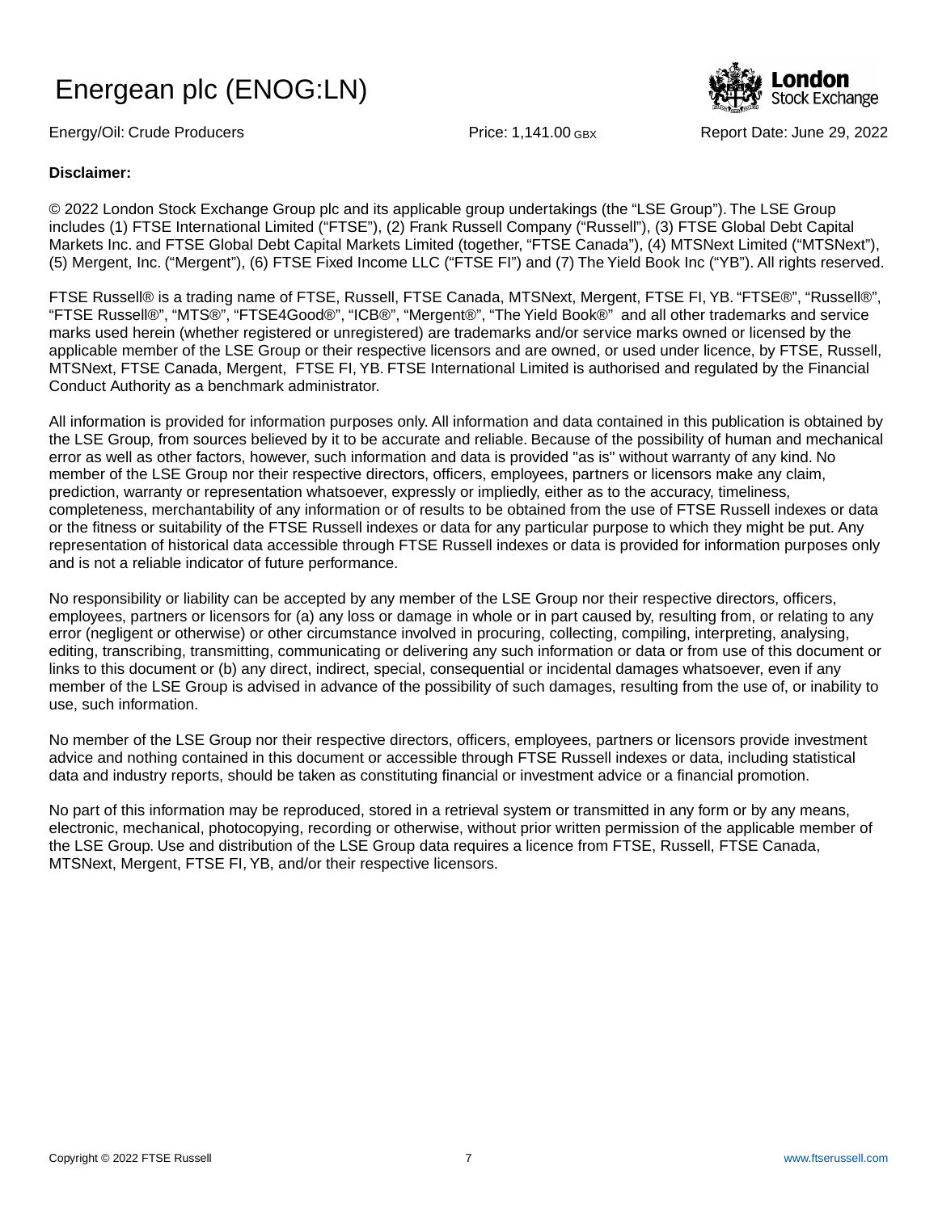# Energean plc (ENOG:LN)

Energy/Oil: Crude Producers | Price: 1,141.00 GBX | Report Date: June 29, 2022

**Disclaimer:**

© 2022 London Stock Exchange Group plc and its applicable group undertakings (the "LSE Group"). The LSE Group includes (1) FTSE International Limited ("FTSE"), (2) Frank Russell Company ("Russell"), (3) FTSE Global Debt Capital Markets Inc. and FTSE Global Debt Capital Markets Limited (together, "FTSE Canada"), (4) MTSNext Limited ("MTSNext"), (5) Mergent, Inc. ("Mergent"), (6) FTSE Fixed Income LLC ("FTSE FI") and (7) The Yield Book Inc ("YB"). All rights reserved.

FTSE Russell® is a trading name of FTSE, Russell, FTSE Canada, MTSNext, Mergent, FTSE FI, YB. "FTSE®", "Russell®", "FTSE Russell®", "MTS®", "FTSE4Good®", "ICB®", "Mergent®", "The Yield Book®" and all other trademarks and service marks used herein (whether registered or unregistered) are trademarks and/or service marks owned or licensed by the applicable member of the LSE Group or their respective licensors and are owned, or used under licence, by FTSE, Russell, MTSNext, FTSE Canada, Mergent, FTSE FI, YB. FTSE International Limited is authorised and regulated by the Financial Conduct Authority as a benchmark administrator.

All information is provided for information purposes only. All information and data contained in this publication is obtained by the LSE Group, from sources believed by it to be accurate and reliable. Because of the possibility of human and mechanical error as well as other factors, however, such information and data is provided "as is" without warranty of any kind. No member of the LSE Group nor their respective directors, officers, employees, partners or licensors make any claim, prediction, warranty or representation whatsoever, expressly or impliedly, either as to the accuracy, timeliness, completeness, merchantability of any information or of results to be obtained from the use of FTSE Russell indexes or data or the fitness or suitability of the FTSE Russell indexes or data for any particular purpose to which they might be put. Any representation of historical data accessible through FTSE Russell indexes or data is provided for information purposes only and is not a reliable indicator of future performance.

No responsibility or liability can be accepted by any member of the LSE Group nor their respective directors, officers, employees, partners or licensors for (a) any loss or damage in whole or in part caused by, resulting from, or relating to any error (negligent or otherwise) or other circumstance involved in procuring, collecting, compiling, interpreting, analysing, editing, transcribing, transmitting, communicating or delivering any such information or data or from use of this document or links to this document or (b) any direct, indirect, special, consequential or incidental damages whatsoever, even if any member of the LSE Group is advised in advance of the possibility of such damages, resulting from the use of, or inability to use, such information.

No member of the LSE Group nor their respective directors, officers, employees, partners or licensors provide investment advice and nothing contained in this document or accessible through FTSE Russell indexes or data, including statistical data and industry reports, should be taken as constituting financial or investment advice or a financial promotion.

No part of this information may be reproduced, stored in a retrieval system or transmitted in any form or by any means, electronic, mechanical, photocopying, recording or otherwise, without prior written permission of the applicable member of the LSE Group. Use and distribution of the LSE Group data requires a licence from FTSE, Russell, FTSE Canada, MTSNext, Mergent, FTSE FI, YB, and/or their respective licensors.